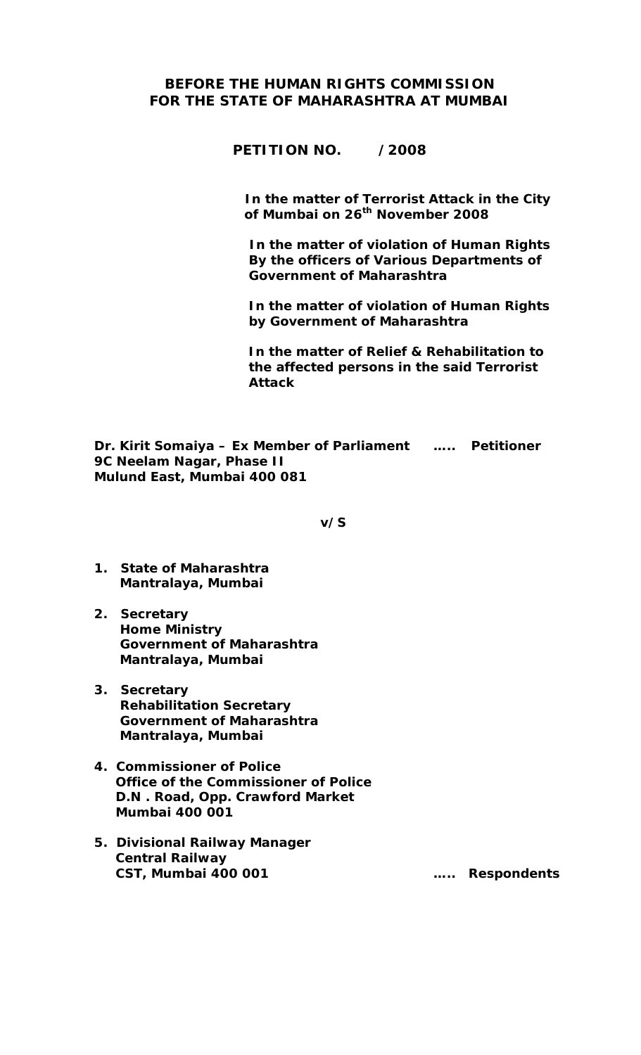**BEFORE THE HUMAN RIGHTS COMMISSION FOR THE STATE OF MAHARASHTRA AT MUMBAI**

**PETITION NO. /2008**

**In the matter of Terrorist Attack in the City of Mumbai on 26th November 2008**

**In the matter of violation of Human Rights By the officers of Various Departments of Government of Maharashtra**

**In the matter of violation of Human Rights by Government of Maharashtra**

**In the matter of Relief & Rehabilitation to the affected persons in the said Terrorist Attack**

**Dr. Kirit Somaiya – Ex Member of Parliament ….. Petitioner**
**9C Neelam Nagar, Phase II**
**Mulund East, Mumbai 400 081**

**v/S**

1. **State of Maharashtra**
   **Mantralaya, Mumbai**

2. **Secretary**
   **Home Ministry**
   **Government of Maharashtra**
   **Mantralaya, Mumbai**

3. **Secretary**
   **Rehabilitation Secretary**
   **Government of Maharashtra**
   **Mantralaya, Mumbai**

4. **Commissioner of Police**
   **Office of the Commissioner of Police**
   **D.N . Road, Opp. Crawford Market**
   **Mumbai 400 001**

5. **Divisional Railway Manager**
   **Central Railway**
   **CST, Mumbai 400 001 ….. Respondents**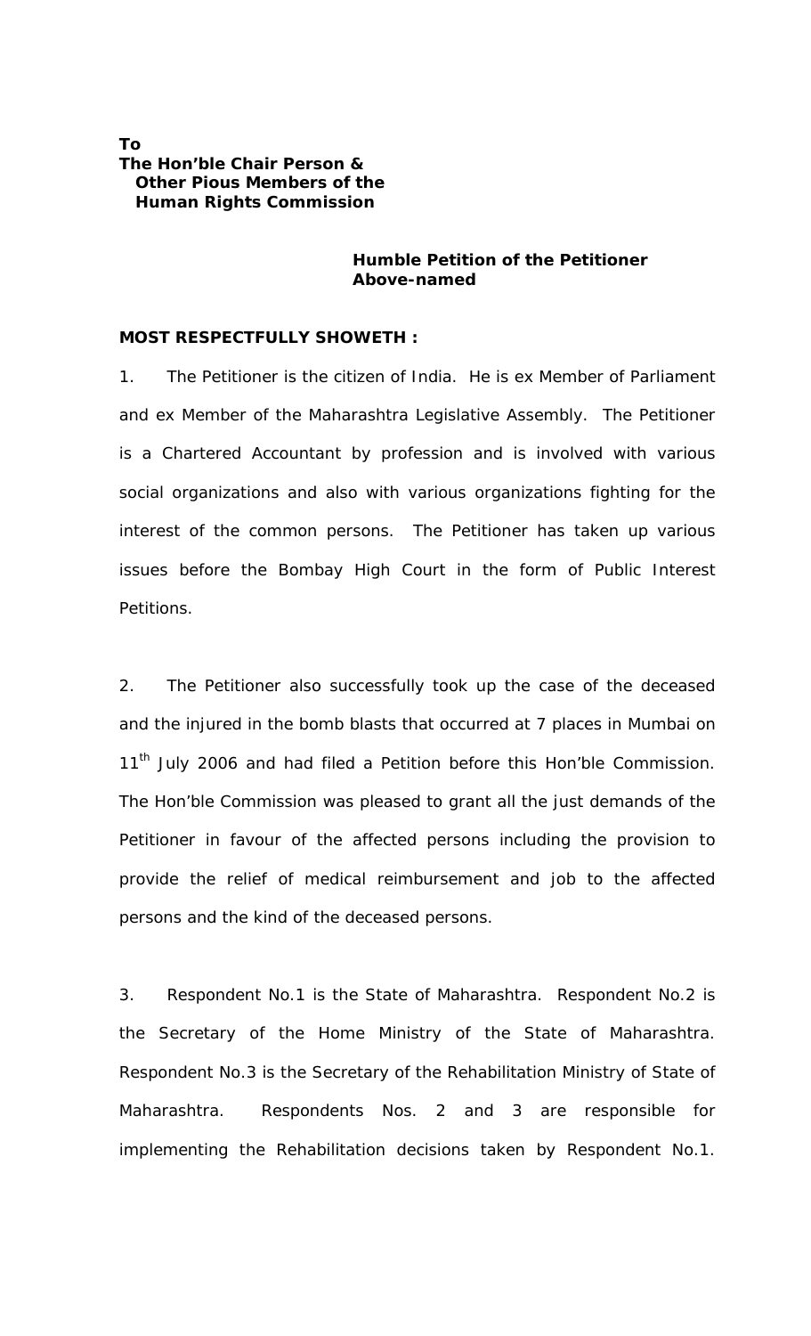**To**
**The Hon'ble Chair Person &**
**Other Pious Members of the**
**Human Rights Commission**

**Humble Petition of the Petitioner**
**Above-named**

**MOST RESPECTFULLY SHOWETH :**

1. The Petitioner is the citizen of India. He is ex Member of Parliament and ex Member of the Maharashtra Legislative Assembly. The Petitioner is a Chartered Accountant by profession and is involved with various social organizations and also with various organizations fighting for the interest of the common persons. The Petitioner has taken up various issues before the Bombay High Court in the form of Public Interest Petitions.

2. The Petitioner also successfully took up the case of the deceased and the injured in the bomb blasts that occurred at 7 places in Mumbai on 11th July 2006 and had filed a Petition before this Hon'ble Commission. The Hon'ble Commission was pleased to grant all the just demands of the Petitioner in favour of the affected persons including the provision to provide the relief of medical reimbursement and job to the affected persons and the kind of the deceased persons.

3. Respondent No.1 is the State of Maharashtra. Respondent No.2 is the Secretary of the Home Ministry of the State of Maharashtra. Respondent No.3 is the Secretary of the Rehabilitation Ministry of State of Maharashtra. Respondents Nos. 2 and 3 are responsible for implementing the Rehabilitation decisions taken by Respondent No.1.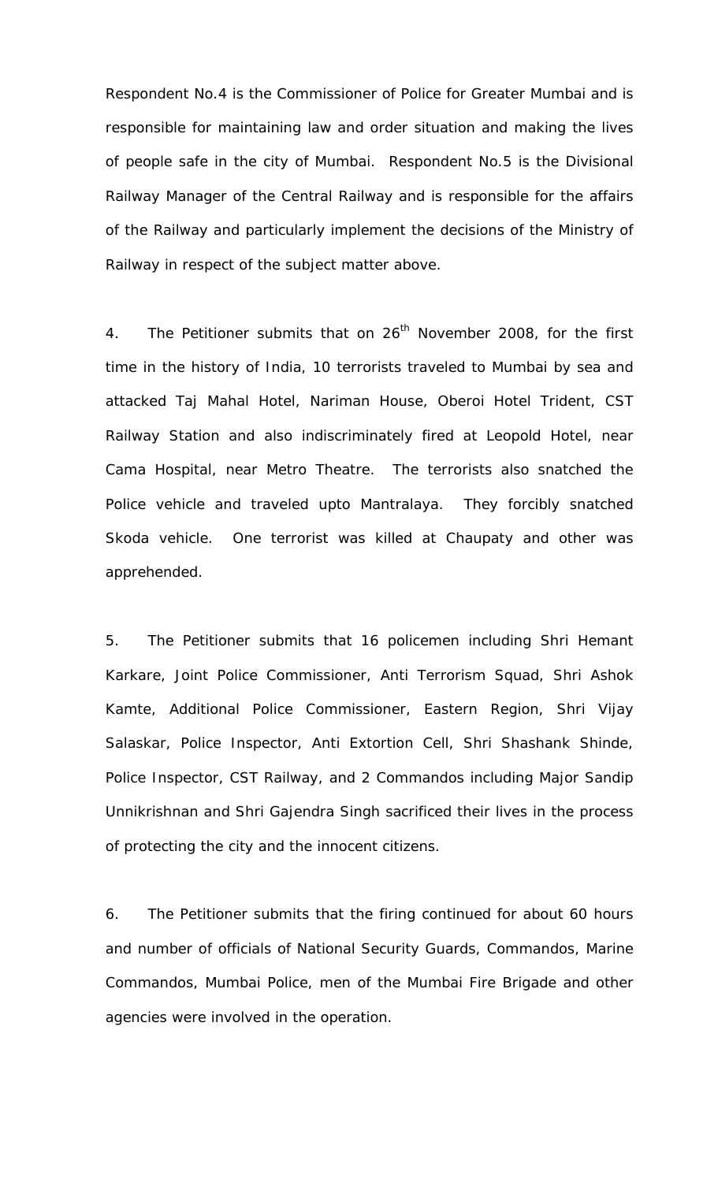Respondent No.4 is the Commissioner of Police for Greater Mumbai and is responsible for maintaining law and order situation and making the lives of people safe in the city of Mumbai. Respondent No.5 is the Divisional Railway Manager of the Central Railway and is responsible for the affairs of the Railway and particularly implement the decisions of the Ministry of Railway in respect of the subject matter above.

4. The Petitioner submits that on 26th November 2008, for the first time in the history of India, 10 terrorists traveled to Mumbai by sea and attacked Taj Mahal Hotel, Nariman House, Oberoi Hotel Trident, CST Railway Station and also indiscriminately fired at Leopold Hotel, near Cama Hospital, near Metro Theatre. The terrorists also snatched the Police vehicle and traveled upto Mantralaya. They forcibly snatched Skoda vehicle. One terrorist was killed at Chaupaty and other was apprehended.

5. The Petitioner submits that 16 policemen including Shri Hemant Karkare, Joint Police Commissioner, Anti Terrorism Squad, Shri Ashok Kamte, Additional Police Commissioner, Eastern Region, Shri Vijay Salaskar, Police Inspector, Anti Extortion Cell, Shri Shashank Shinde, Police Inspector, CST Railway, and 2 Commandos including Major Sandip Unnikrishnan and Shri Gajendra Singh sacrificed their lives in the process of protecting the city and the innocent citizens.

6. The Petitioner submits that the firing continued for about 60 hours and number of officials of National Security Guards, Commandos, Marine Commandos, Mumbai Police, men of the Mumbai Fire Brigade and other agencies were involved in the operation.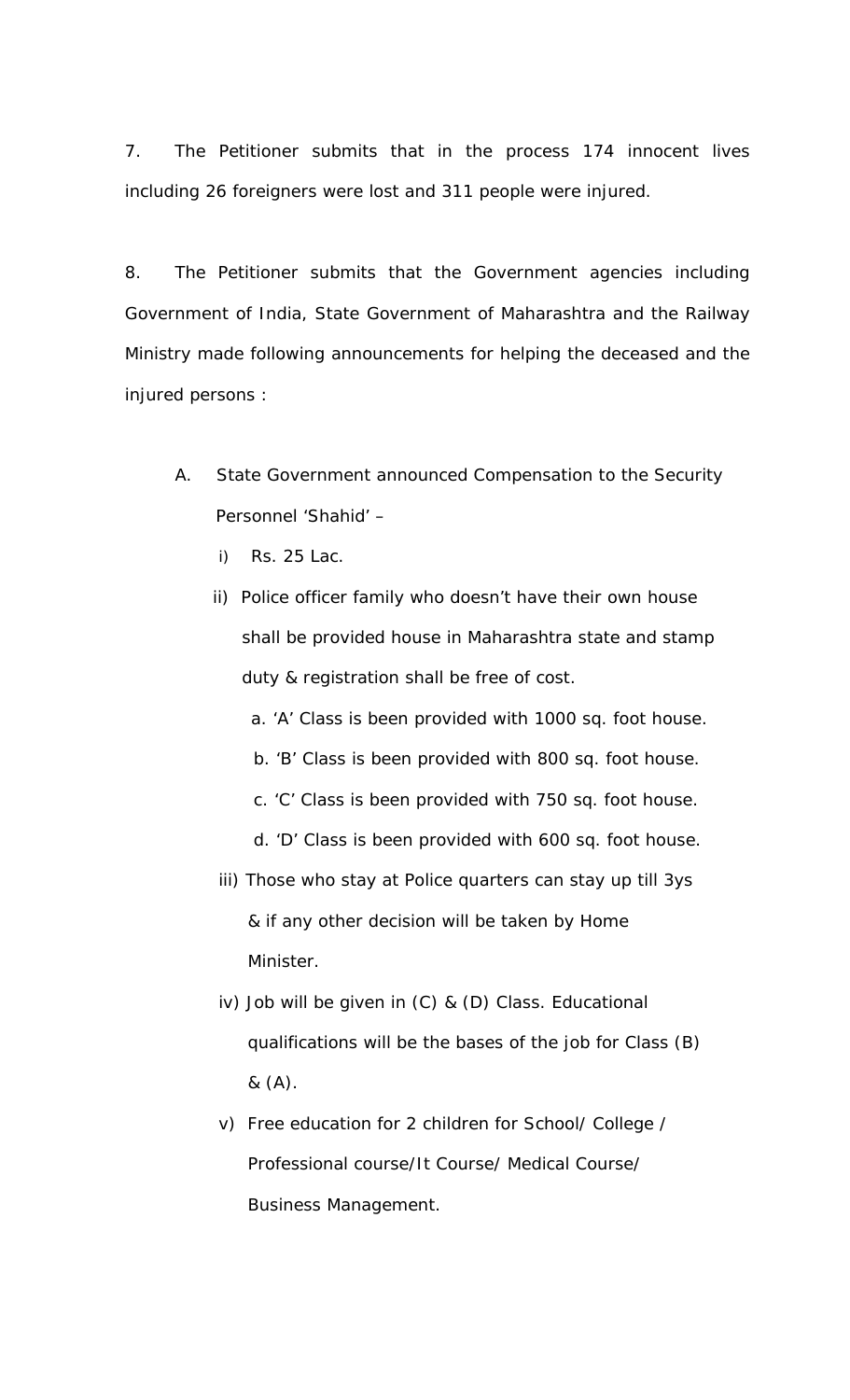7. The Petitioner submits that in the process 174 innocent lives including 26 foreigners were lost and 311 people were injured.

8. The Petitioner submits that the Government agencies including Government of India, State Government of Maharashtra and the Railway Ministry made following announcements for helping the deceased and the injured persons :

A. State Government announced Compensation to the Security Personnel 'Shahid' –

   i) Rs. 25 Lac.

   ii) Police officer family who doesn't have their own house shall be provided house in Maharashtra state and stamp duty & registration shall be free of cost.

      a. 'A' Class is been provided with 1000 sq. foot house.

      b. 'B' Class is been provided with 800 sq. foot house.

      c. 'C' Class is been provided with 750 sq. foot house.

      d. 'D' Class is been provided with 600 sq. foot house.

   iii) Those who stay at Police quarters can stay up till 3ys & if any other decision will be taken by Home Minister.

   iv) Job will be given in (C) & (D) Class. Educational qualifications will be the bases of the job for Class (B) & (A).

   v) Free education for 2 children for School/ College / Professional course/It Course/ Medical Course/ Business Management.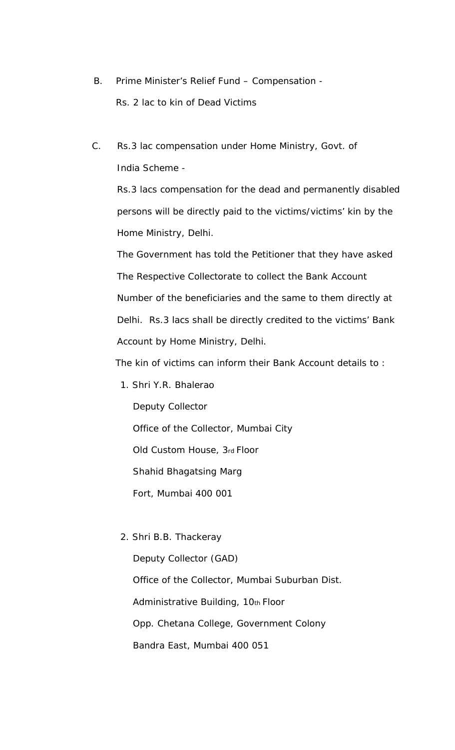B. Prime Minister's Relief Fund – Compensation -

Rs. 2 lac to kin of Dead Victims

C. Rs.3 lac compensation under Home Ministry, Govt. of India Scheme -

Rs.3 lacs compensation for the dead and permanently disabled persons will be directly paid to the victims/victims' kin by the Home Ministry, Delhi.

The Government has told the Petitioner that they have asked The Respective Collectorate to collect the Bank Account Number of the beneficiaries and the same to them directly at Delhi. Rs.3 lacs shall be directly credited to the victims' Bank Account by Home Ministry, Delhi.

The kin of victims can inform their Bank Account details to :

1. Shri Y.R. Bhalerao
   Deputy Collector
   Office of the Collector, Mumbai City
   Old Custom House, 3rd Floor
   Shahid Bhagatsing Marg
   Fort, Mumbai 400 001

2. Shri B.B. Thackeray
   Deputy Collector (GAD)
   Office of the Collector, Mumbai Suburban Dist.
   Administrative Building, 10th Floor
   Opp. Chetana College, Government Colony
   Bandra East, Mumbai 400 051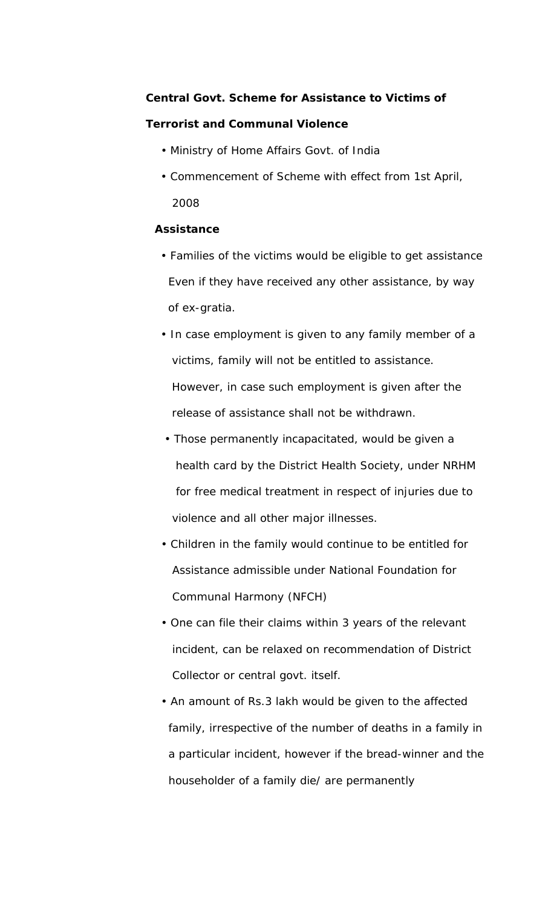**Central Govt. Scheme for Assistance to Victims of Terrorist and Communal Violence**

- Ministry of Home Affairs Govt. of India
- Commencement of Scheme with effect from 1st April, 2008

**Assistance**

- Families of the victims would be eligible to get assistance Even if they have received any other assistance, by way of ex-gratia.
- In case employment is given to any family member of a victims, family will not be entitled to assistance. However, in case such employment is given after the release of assistance shall not be withdrawn.
- Those permanently incapacitated, would be given a health card by the District Health Society, under NRHM for free medical treatment in respect of injuries due to violence and all other major illnesses.
- Children in the family would continue to be entitled for Assistance admissible under National Foundation for Communal Harmony (NFCH)
- One can file their claims within 3 years of the relevant incident, can be relaxed on recommendation of District Collector or central govt. itself.
- An amount of Rs.3 lakh would be given to the affected family, irrespective of the number of deaths in a family in a particular incident, however if the bread-winner and the householder of a family die/ are permanently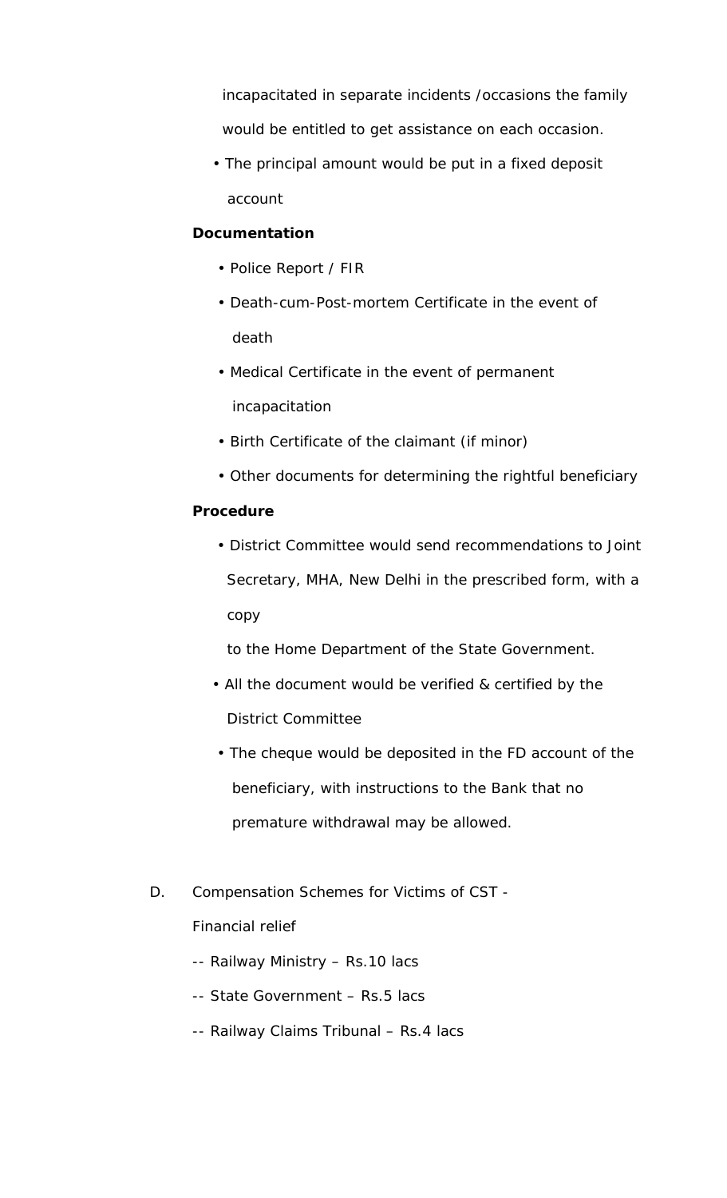incapacitated in separate incidents /occasions the family would be entitled to get assistance on each occasion.

- The principal amount would be put in a fixed deposit account

**Documentation**

- Police Report / FIR
- Death-cum-Post-mortem Certificate in the event of death
- Medical Certificate in the event of permanent incapacitation
- Birth Certificate of the claimant (if minor)
- Other documents for determining the rightful beneficiary

**Procedure**

- District Committee would send recommendations to Joint Secretary, MHA, New Delhi in the prescribed form, with a copy

  to the Home Department of the State Government.
- All the document would be verified & certified by the District Committee
- The cheque would be deposited in the FD account of the beneficiary, with instructions to the Bank that no premature withdrawal may be allowed.

D. Compensation Schemes for Victims of CST -

Financial relief

-- Railway Ministry – Rs.10 lacs

-- State Government – Rs.5 lacs

-- Railway Claims Tribunal – Rs.4 lacs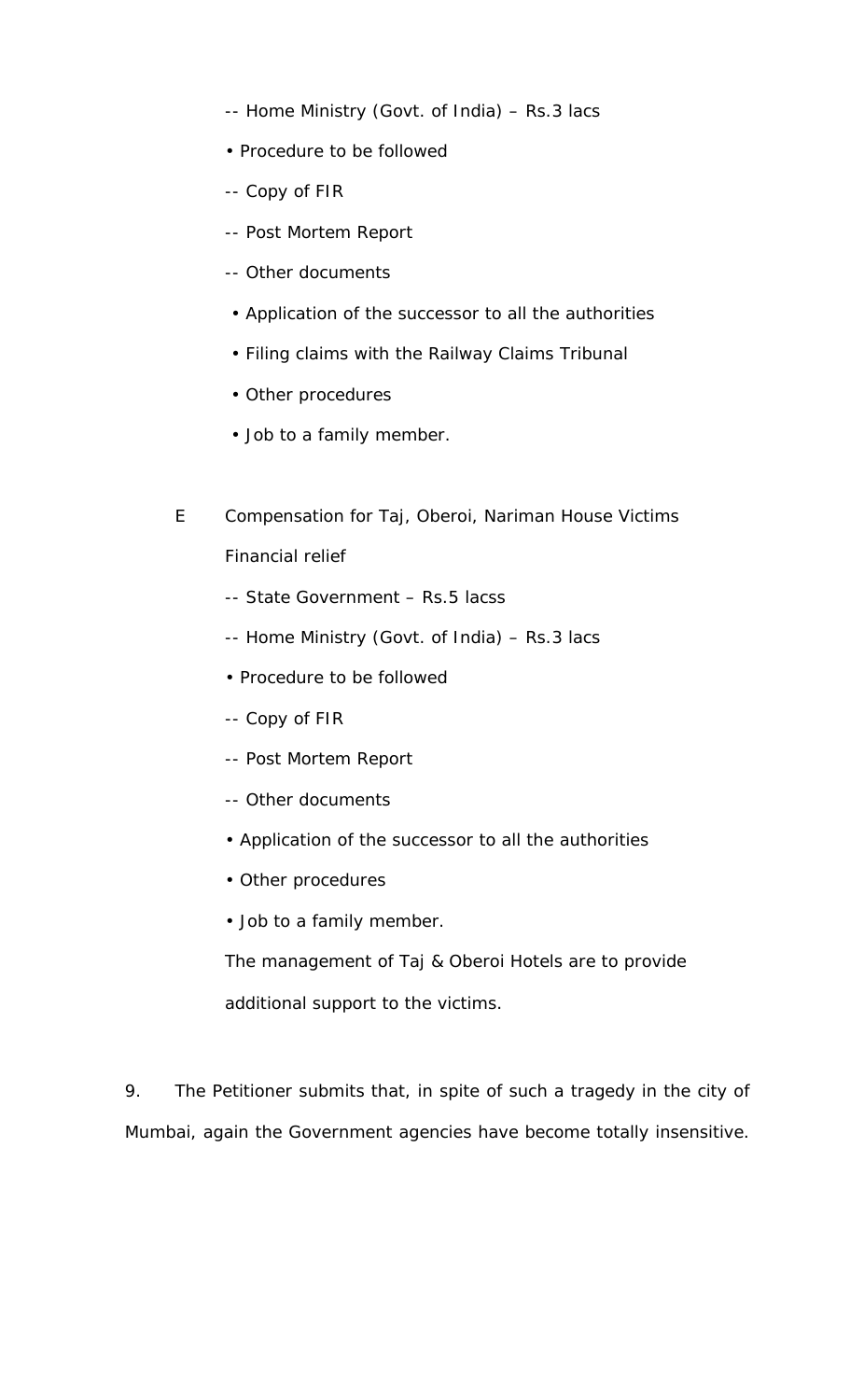-- Home Ministry (Govt. of India) – Rs.3 lacs

• Procedure to be followed

-- Copy of FIR

-- Post Mortem Report

-- Other documents

• Application of the successor to all the authorities

• Filing claims with the Railway Claims Tribunal

• Other procedures

• Job to a family member.

E Compensation for Taj, Oberoi, Nariman House Victims

Financial relief

-- State Government – Rs.5 lacss

-- Home Ministry (Govt. of India) – Rs.3 lacs

• Procedure to be followed

-- Copy of FIR

-- Post Mortem Report

-- Other documents

• Application of the successor to all the authorities

• Other procedures

• Job to a family member.

The management of Taj & Oberoi Hotels are to provide additional support to the victims.

9. The Petitioner submits that, in spite of such a tragedy in the city of Mumbai, again the Government agencies have become totally insensitive.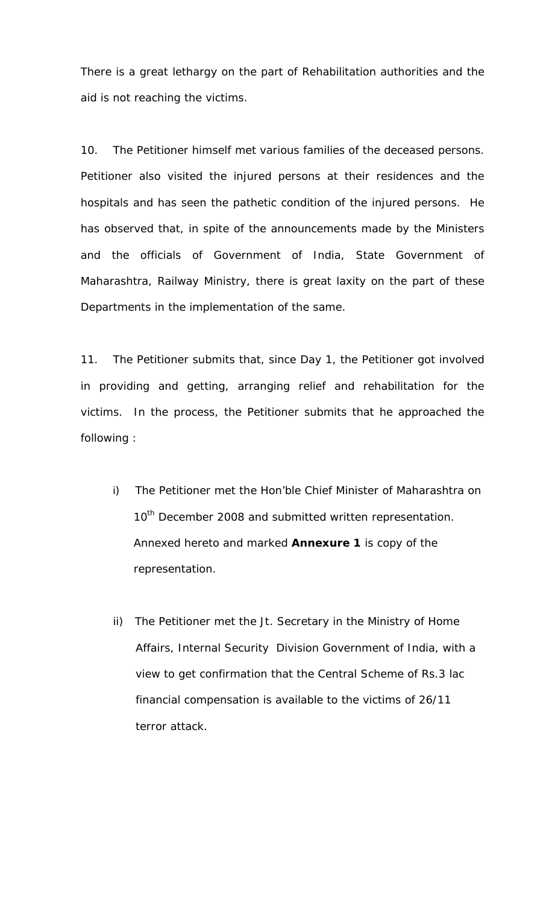There is a great lethargy on the part of Rehabilitation authorities and the aid is not reaching the victims.

10. The Petitioner himself met various families of the deceased persons. Petitioner also visited the injured persons at their residences and the hospitals and has seen the pathetic condition of the injured persons. He has observed that, in spite of the announcements made by the Ministers and the officials of Government of India, State Government of Maharashtra, Railway Ministry, there is great laxity on the part of these Departments in the implementation of the same.

11. The Petitioner submits that, since Day 1, the Petitioner got involved in providing and getting, arranging relief and rehabilitation for the victims. In the process, the Petitioner submits that he approached the following :

i) The Petitioner met the Hon'ble Chief Minister of Maharashtra on 10th December 2008 and submitted written representation. Annexed hereto and marked **Annexure 1** is copy of the representation.

ii) The Petitioner met the Jt. Secretary in the Ministry of Home Affairs, Internal Security Division Government of India, with a view to get confirmation that the Central Scheme of Rs.3 lac financial compensation is available to the victims of 26/11 terror attack.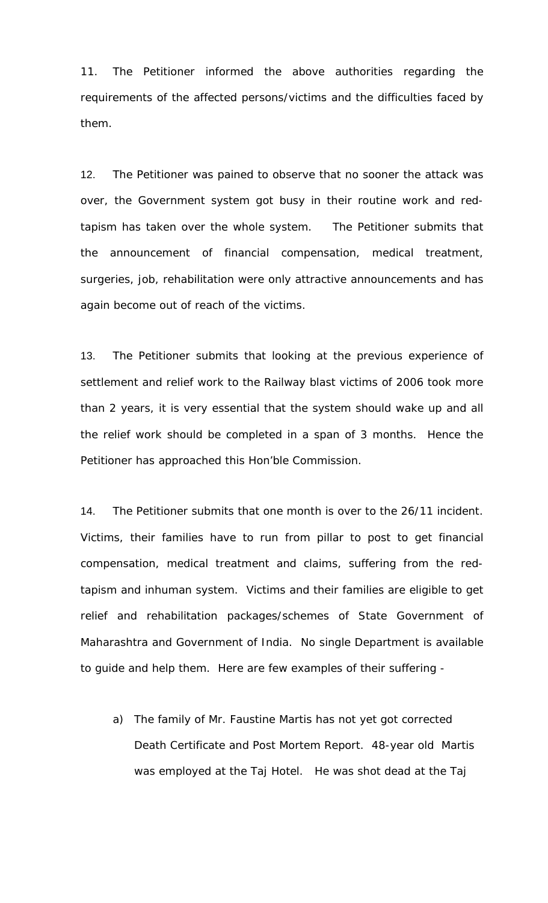11. The Petitioner informed the above authorities regarding the requirements of the affected persons/victims and the difficulties faced by them.

12. The Petitioner was pained to observe that no sooner the attack was over, the Government system got busy in their routine work and red-tapism has taken over the whole system. The Petitioner submits that the announcement of financial compensation, medical treatment, surgeries, job, rehabilitation were only attractive announcements and has again become out of reach of the victims.

13. The Petitioner submits that looking at the previous experience of settlement and relief work to the Railway blast victims of 2006 took more than 2 years, it is very essential that the system should wake up and all the relief work should be completed in a span of 3 months. Hence the Petitioner has approached this Hon'ble Commission.

14. The Petitioner submits that one month is over to the 26/11 incident. Victims, their families have to run from pillar to post to get financial compensation, medical treatment and claims, suffering from the red-tapism and inhuman system. Victims and their families are eligible to get relief and rehabilitation packages/schemes of State Government of Maharashtra and Government of India. No single Department is available to guide and help them. Here are few examples of their suffering -

a) The family of Mr. Faustine Martis has not yet got corrected Death Certificate and Post Mortem Report. 48-year old Martis was employed at the Taj Hotel. He was shot dead at the Taj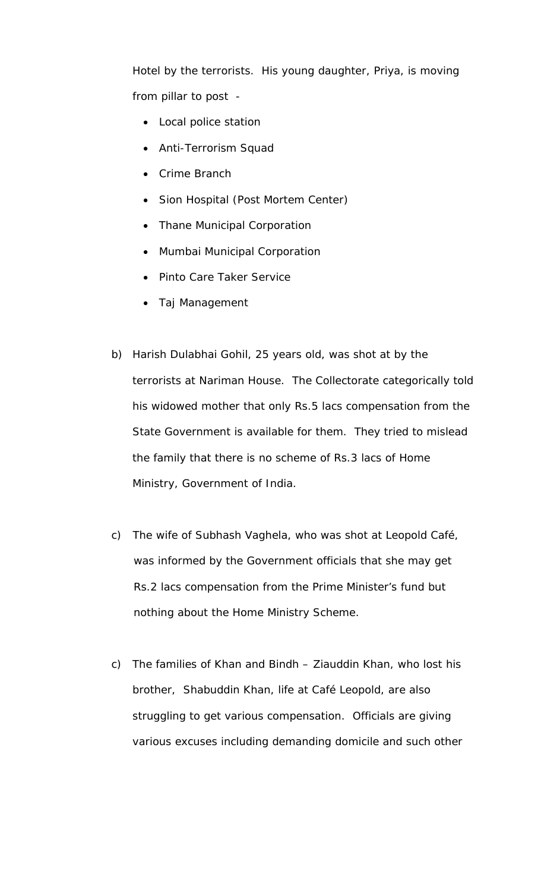Hotel by the terrorists. His young daughter, Priya, is moving from pillar to post -

- Local police station
- Anti-Terrorism Squad
- Crime Branch
- Sion Hospital (Post Mortem Center)
- Thane Municipal Corporation
- Mumbai Municipal Corporation
- Pinto Care Taker Service
- Taj Management

b) Harish Dulabhai Gohil, 25 years old, was shot at by the terrorists at Nariman House. The Collectorate categorically told his widowed mother that only Rs.5 lacs compensation from the State Government is available for them. They tried to mislead the family that there is no scheme of Rs.3 lacs of Home Ministry, Government of India.

c) The wife of Subhash Vaghela, who was shot at Leopold Café, was informed by the Government officials that she may get Rs.2 lacs compensation from the Prime Minister's fund but nothing about the Home Ministry Scheme.

c) The families of Khan and Bindh – Ziauddin Khan, who lost his brother, Shabuddin Khan, life at Café Leopold, are also struggling to get various compensation. Officials are giving various excuses including demanding domicile and such other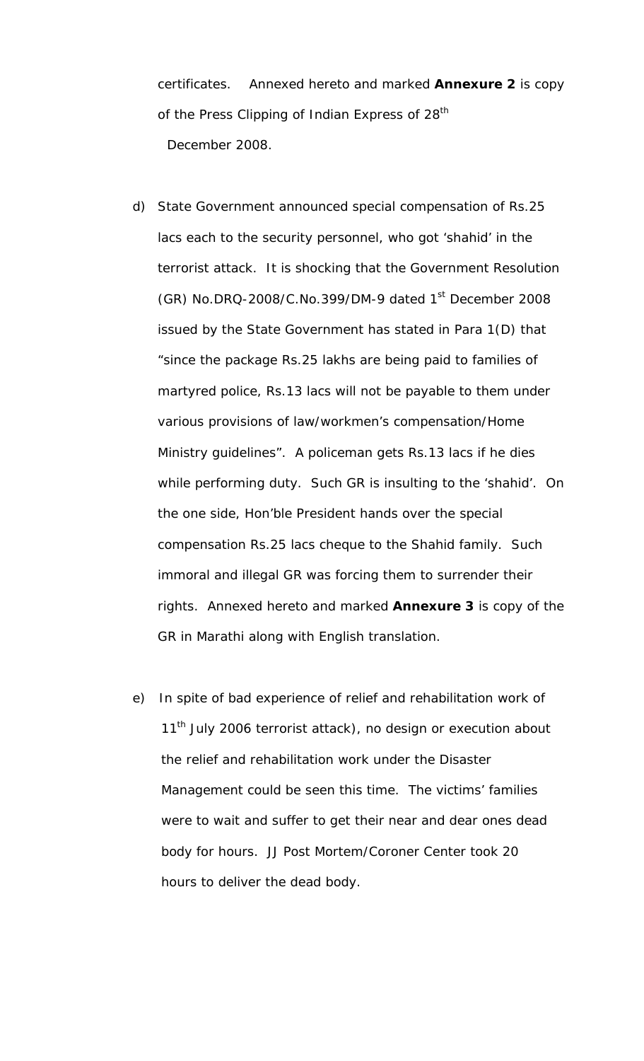certificates. Annexed hereto and marked **Annexure 2** is copy of the Press Clipping of Indian Express of 28th December 2008.

d) State Government announced special compensation of Rs.25 lacs each to the security personnel, who got 'shahid' in the terrorist attack. It is shocking that the Government Resolution (GR) No.DRQ-2008/C.No.399/DM-9 dated 1st December 2008 issued by the State Government has stated in Para 1(D) that "since the package Rs.25 lakhs are being paid to families of martyred police, Rs.13 lacs will not be payable to them under various provisions of law/workmen's compensation/Home Ministry guidelines". A policeman gets Rs.13 lacs if he dies while performing duty. Such GR is insulting to the 'shahid'. On the one side, Hon'ble President hands over the special compensation Rs.25 lacs cheque to the Shahid family. Such immoral and illegal GR was forcing them to surrender their rights. Annexed hereto and marked **Annexure 3** is copy of the GR in Marathi along with English translation.

e) In spite of bad experience of relief and rehabilitation work of 11th July 2006 terrorist attack), no design or execution about the relief and rehabilitation work under the Disaster Management could be seen this time. The victims' families were to wait and suffer to get their near and dear ones dead body for hours. JJ Post Mortem/Coroner Center took 20 hours to deliver the dead body.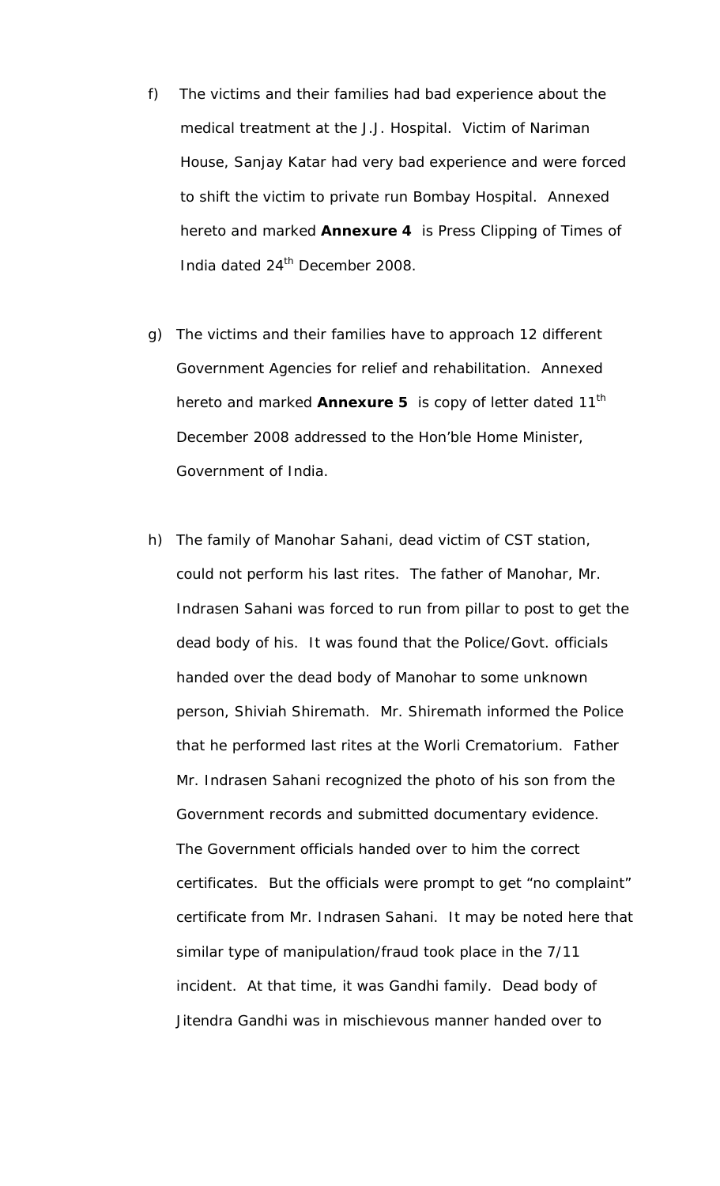f) The victims and their families had bad experience about the medical treatment at the J.J. Hospital. Victim of Nariman House, Sanjay Katar had very bad experience and were forced to shift the victim to private run Bombay Hospital. Annexed hereto and marked **Annexure 4** is Press Clipping of Times of India dated 24th December 2008.

g) The victims and their families have to approach 12 different Government Agencies for relief and rehabilitation. Annexed hereto and marked **Annexure 5** is copy of letter dated 11th December 2008 addressed to the Hon'ble Home Minister, Government of India.

h) The family of Manohar Sahani, dead victim of CST station, could not perform his last rites. The father of Manohar, Mr. Indrasen Sahani was forced to run from pillar to post to get the dead body of his. It was found that the Police/Govt. officials handed over the dead body of Manohar to some unknown person, Shiviah Shiremath. Mr. Shiremath informed the Police that he performed last rites at the Worli Crematorium. Father Mr. Indrasen Sahani recognized the photo of his son from the Government records and submitted documentary evidence. The Government officials handed over to him the correct certificates. But the officials were prompt to get "no complaint" certificate from Mr. Indrasen Sahani. It may be noted here that similar type of manipulation/fraud took place in the 7/11 incident. At that time, it was Gandhi family. Dead body of Jitendra Gandhi was in mischievous manner handed over to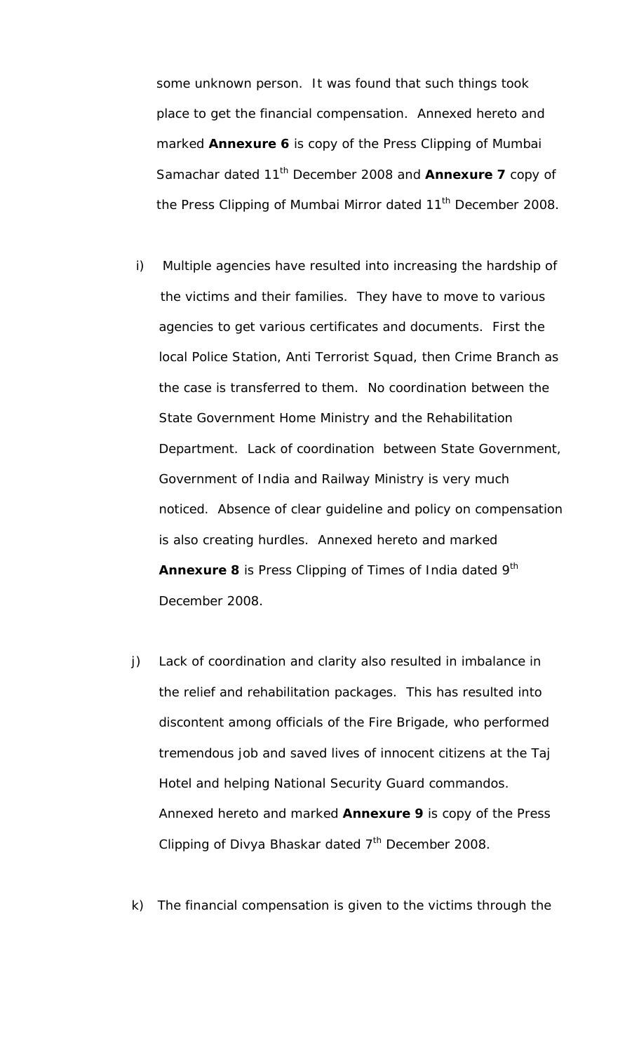some unknown person. It was found that such things took place to get the financial compensation. Annexed hereto and marked **Annexure 6** is copy of the Press Clipping of Mumbai Samachar dated 11th December 2008 and **Annexure 7** copy of the Press Clipping of Mumbai Mirror dated 11th December 2008.

i) Multiple agencies have resulted into increasing the hardship of the victims and their families. They have to move to various agencies to get various certificates and documents. First the local Police Station, Anti Terrorist Squad, then Crime Branch as the case is transferred to them. No coordination between the State Government Home Ministry and the Rehabilitation Department. Lack of coordination between State Government, Government of India and Railway Ministry is very much noticed. Absence of clear guideline and policy on compensation is also creating hurdles. Annexed hereto and marked **Annexure 8** is Press Clipping of Times of India dated 9th December 2008.

j) Lack of coordination and clarity also resulted in imbalance in the relief and rehabilitation packages. This has resulted into discontent among officials of the Fire Brigade, who performed tremendous job and saved lives of innocent citizens at the Taj Hotel and helping National Security Guard commandos. Annexed hereto and marked **Annexure 9** is copy of the Press Clipping of Divya Bhaskar dated 7th December 2008.

k) The financial compensation is given to the victims through the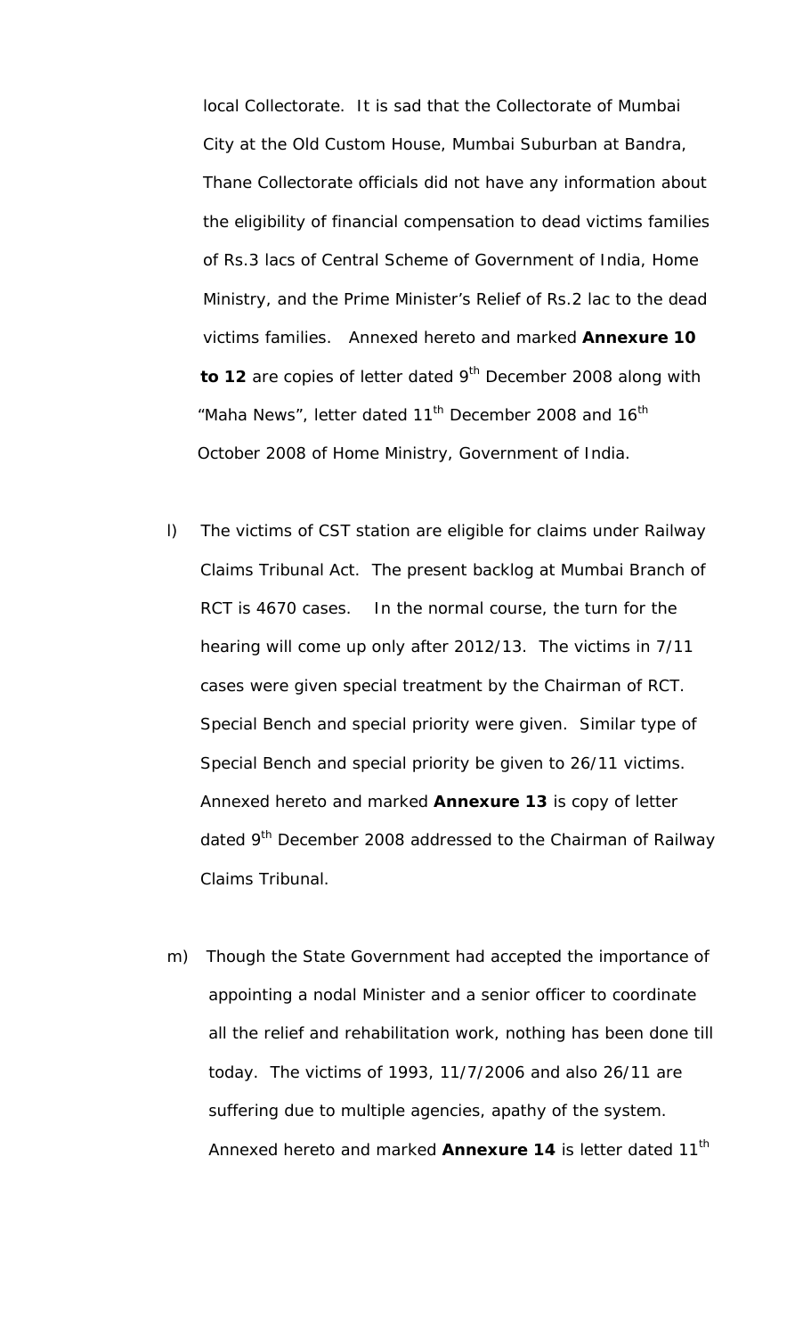local Collectorate. It is sad that the Collectorate of Mumbai City at the Old Custom House, Mumbai Suburban at Bandra, Thane Collectorate officials did not have any information about the eligibility of financial compensation to dead victims families of Rs.3 lacs of Central Scheme of Government of India, Home Ministry, and the Prime Minister's Relief of Rs.2 lac to the dead victims families. Annexed hereto and marked **Annexure 10 to 12** are copies of letter dated 9th December 2008 along with "Maha News", letter dated 11th December 2008 and 16th October 2008 of Home Ministry, Government of India.

l) The victims of CST station are eligible for claims under Railway Claims Tribunal Act. The present backlog at Mumbai Branch of RCT is 4670 cases. In the normal course, the turn for the hearing will come up only after 2012/13. The victims in 7/11 cases were given special treatment by the Chairman of RCT. Special Bench and special priority were given. Similar type of Special Bench and special priority be given to 26/11 victims. Annexed hereto and marked **Annexure 13** is copy of letter dated 9th December 2008 addressed to the Chairman of Railway Claims Tribunal.

m) Though the State Government had accepted the importance of appointing a nodal Minister and a senior officer to coordinate all the relief and rehabilitation work, nothing has been done till today. The victims of 1993, 11/7/2006 and also 26/11 are suffering due to multiple agencies, apathy of the system. Annexed hereto and marked **Annexure 14** is letter dated 11th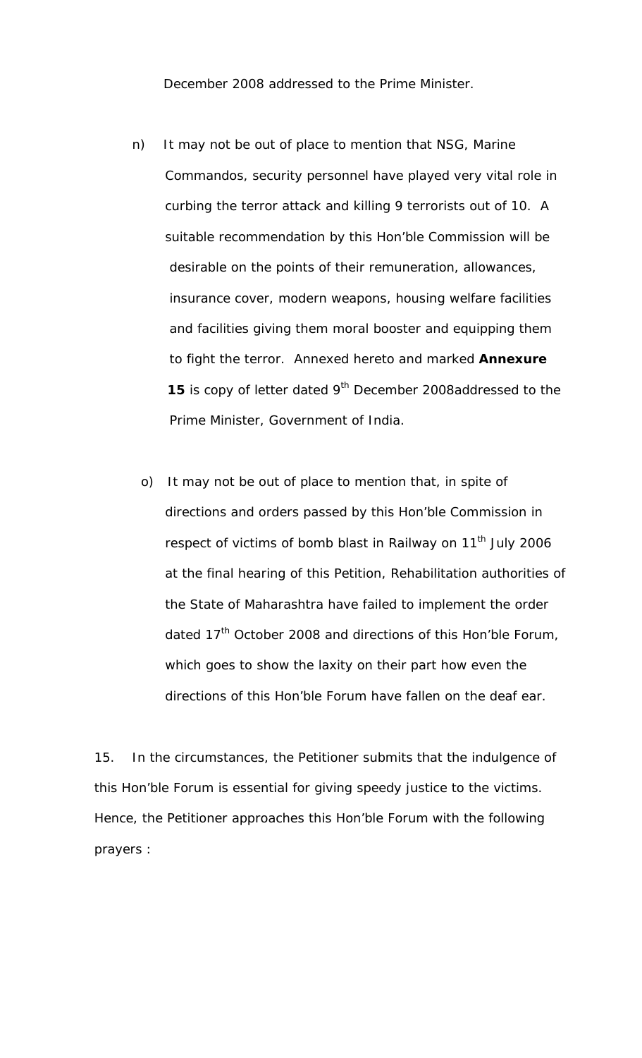December 2008 addressed to the Prime Minister.

n) It may not be out of place to mention that NSG, Marine Commandos, security personnel have played very vital role in curbing the terror attack and killing 9 terrorists out of 10. A suitable recommendation by this Hon'ble Commission will be desirable on the points of their remuneration, allowances, insurance cover, modern weapons, housing welfare facilities and facilities giving them moral booster and equipping them to fight the terror. Annexed hereto and marked **Annexure 15** is copy of letter dated 9th December 2008addressed to the Prime Minister, Government of India.

o) It may not be out of place to mention that, in spite of directions and orders passed by this Hon'ble Commission in respect of victims of bomb blast in Railway on 11th July 2006 at the final hearing of this Petition, Rehabilitation authorities of the State of Maharashtra have failed to implement the order dated 17th October 2008 and directions of this Hon'ble Forum, which goes to show the laxity on their part how even the directions of this Hon'ble Forum have fallen on the deaf ear.

15. In the circumstances, the Petitioner submits that the indulgence of this Hon'ble Forum is essential for giving speedy justice to the victims. Hence, the Petitioner approaches this Hon'ble Forum with the following prayers :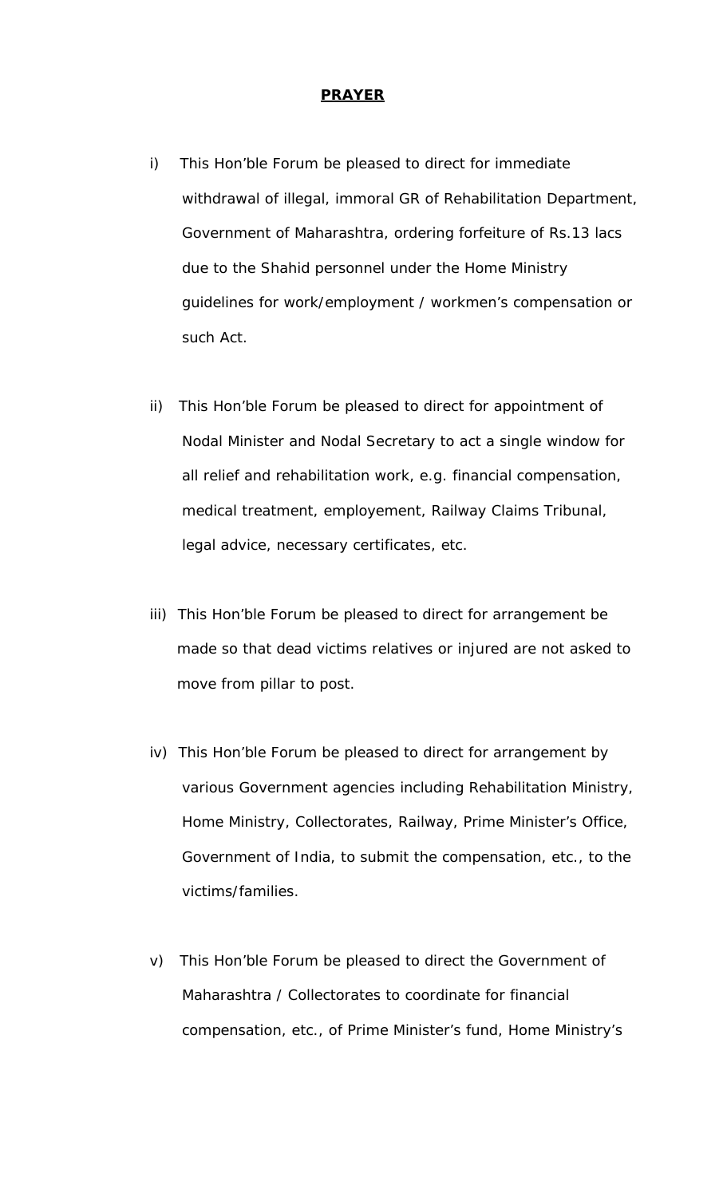**PRAYER**

i) This Hon'ble Forum be pleased to direct for immediate withdrawal of illegal, immoral GR of Rehabilitation Department, Government of Maharashtra, ordering forfeiture of Rs.13 lacs due to the Shahid personnel under the Home Ministry guidelines for work/employment / workmen's compensation or such Act.

ii) This Hon'ble Forum be pleased to direct for appointment of Nodal Minister and Nodal Secretary to act a single window for all relief and rehabilitation work, e.g. financial compensation, medical treatment, employement, Railway Claims Tribunal, legal advice, necessary certificates, etc.

iii) This Hon'ble Forum be pleased to direct for arrangement be made so that dead victims relatives or injured are not asked to move from pillar to post.

iv) This Hon'ble Forum be pleased to direct for arrangement by various Government agencies including Rehabilitation Ministry, Home Ministry, Collectorates, Railway, Prime Minister's Office, Government of India, to submit the compensation, etc., to the victims/families.

v) This Hon'ble Forum be pleased to direct the Government of Maharashtra / Collectorates to coordinate for financial compensation, etc., of Prime Minister's fund, Home Ministry's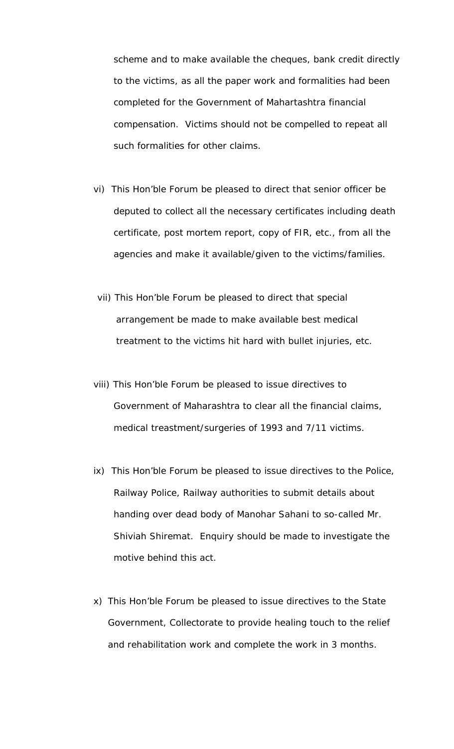scheme and to make available the cheques, bank credit directly to the victims, as all the paper work and formalities had been completed for the Government of Mahartashtra financial compensation. Victims should not be compelled to repeat all such formalities for other claims.

vi) This Hon'ble Forum be pleased to direct that senior officer be deputed to collect all the necessary certificates including death certificate, post mortem report, copy of FIR, etc., from all the agencies and make it available/given to the victims/families.

vii) This Hon'ble Forum be pleased to direct that special arrangement be made to make available best medical treatment to the victims hit hard with bullet injuries, etc.

viii) This Hon'ble Forum be pleased to issue directives to Government of Maharashtra to clear all the financial claims, medical treastment/surgeries of 1993 and 7/11 victims.

ix) This Hon'ble Forum be pleased to issue directives to the Police, Railway Police, Railway authorities to submit details about handing over dead body of Manohar Sahani to so-called Mr. Shiviah Shiremat. Enquiry should be made to investigate the motive behind this act.

x) This Hon'ble Forum be pleased to issue directives to the State Government, Collectorate to provide healing touch to the relief and rehabilitation work and complete the work in 3 months.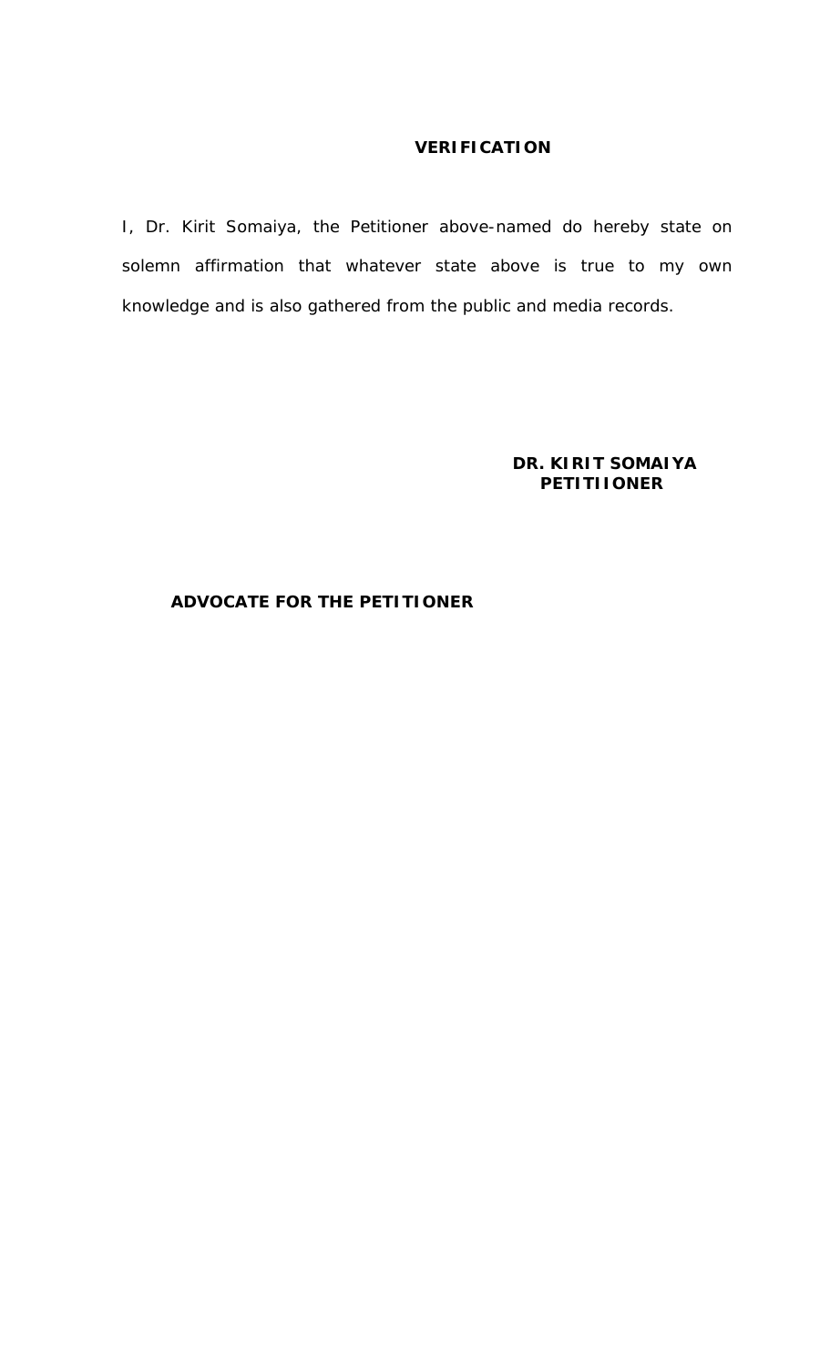**VERIFICATION**

I, Dr. Kirit Somaiya, the Petitioner above-named do hereby state on solemn affirmation that whatever state above is true to my own knowledge and is also gathered from the public and media records.

**DR. KIRIT SOMAIYA**
**PETITIIONER**

**ADVOCATE FOR THE PETITIONER**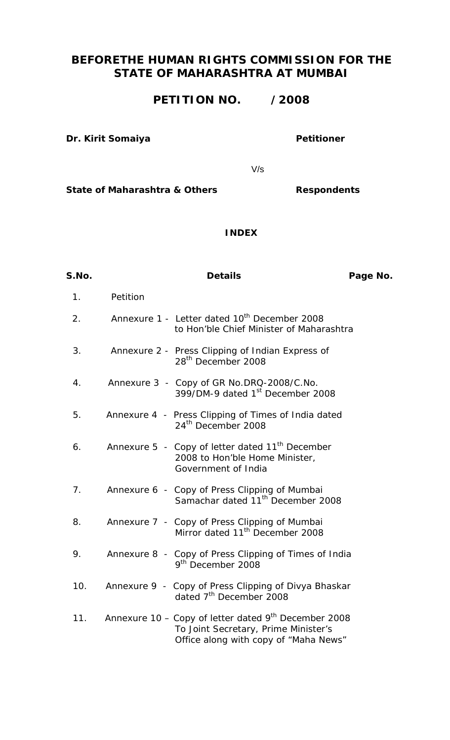# BEFORETHE HUMAN RIGHTS COMMISSION FOR THE STATE OF MAHARASHTRA AT MUMBAI

## PETITION NO.    /2008

**Dr. Kirit Somaiya** **Petitioner**

V/s

**State of Maharashtra & Others** **Respondents**

### INDEX

| S.No. | Details | Page No. |
|---|---|---|
| 1. | Petition | |
| 2. | Annexure 1 - Letter dated 10th December 2008 to Hon'ble Chief Minister of Maharashtra | |
| 3. | Annexure 2 - Press Clipping of Indian Express of 28th December 2008 | |
| 4. | Annexure 3 - Copy of GR No.DRQ-2008/C.No. 399/DM-9 dated 1st December 2008 | |
| 5. | Annexure 4 - Press Clipping of Times of India dated 24th December 2008 | |
| 6. | Annexure 5 - Copy of letter dated 11th December 2008 to Hon'ble Home Minister, Government of India | |
| 7. | Annexure 6 - Copy of Press Clipping of Mumbai Samachar dated 11th December 2008 | |
| 8. | Annexure 7 - Copy of Press Clipping of Mumbai Mirror dated 11th December 2008 | |
| 9. | Annexure 8 - Copy of Press Clipping of Times of India 9th December 2008 | |
| 10. | Annexure 9 - Copy of Press Clipping of Divya Bhaskar dated 7th December 2008 | |
| 11. | Annexure 10 – Copy of letter dated 9th December 2008 To Joint Secretary, Prime Minister's Office along with copy of "Maha News" | |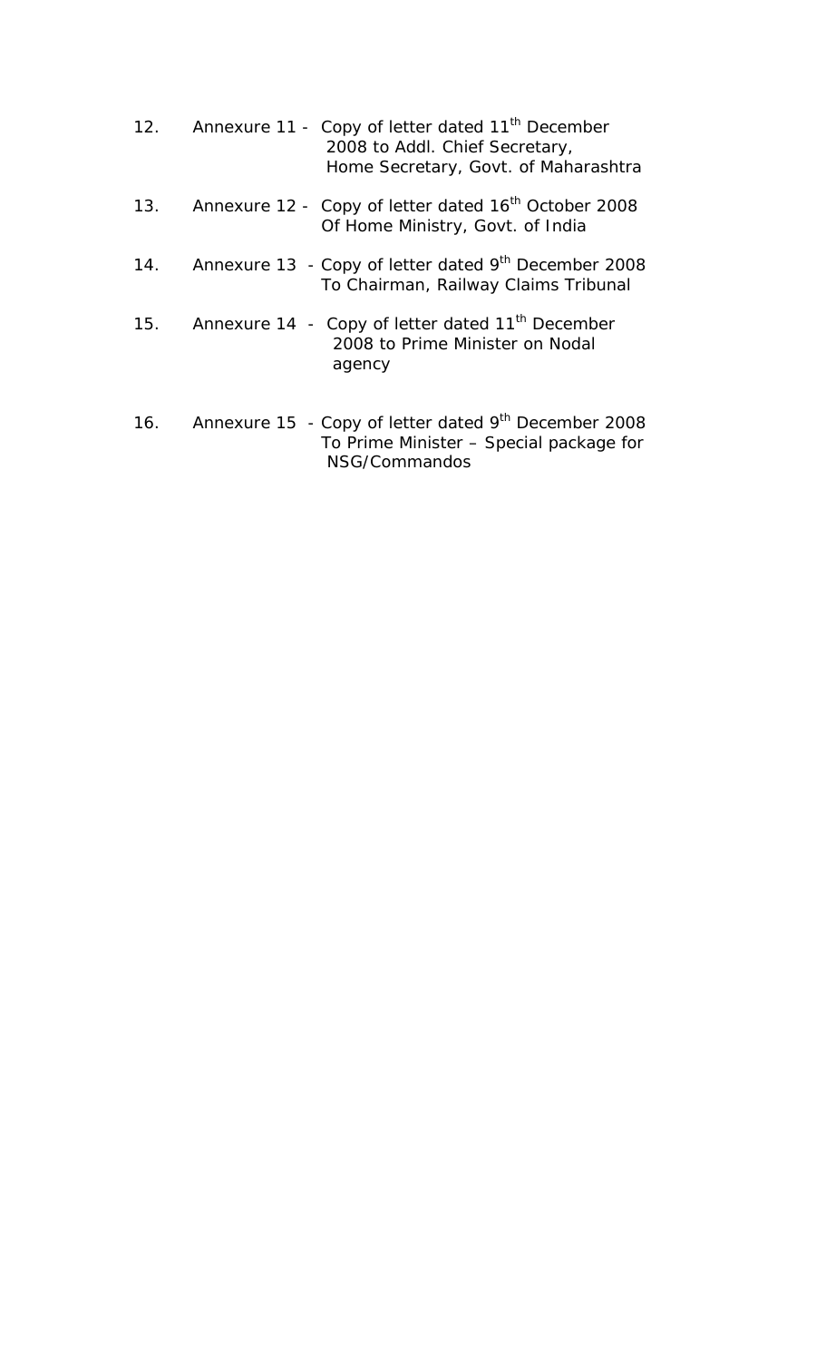12. Annexure 11 - Copy of letter dated 11th December 2008 to Addl. Chief Secretary, Home Secretary, Govt. of Maharashtra

13. Annexure 12 - Copy of letter dated 16th October 2008 Of Home Ministry, Govt. of India

14. Annexure 13 - Copy of letter dated 9th December 2008 To Chairman, Railway Claims Tribunal

15. Annexure 14 - Copy of letter dated 11th December 2008 to Prime Minister on Nodal agency

16. Annexure 15 - Copy of letter dated 9th December 2008 To Prime Minister – Special package for NSG/Commandos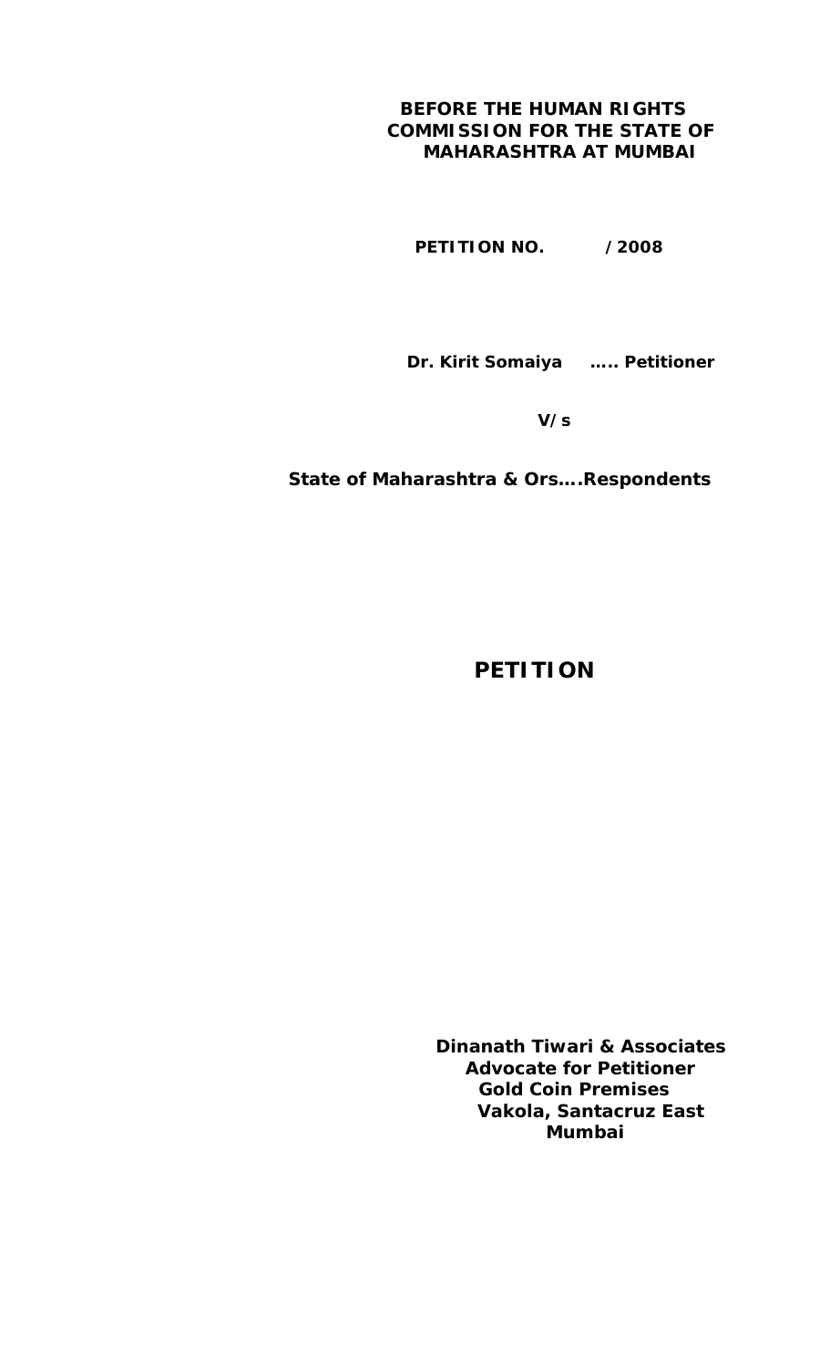**BEFORE THE HUMAN RIGHTS COMMISSION FOR THE STATE OF MAHARASHTRA AT MUMBAI**

**PETITION NO. /2008**

**Dr. Kirit Somaiya ….. Petitioner**

**V/s**

**State of Maharashtra & Ors….Respondents**

# PETITION

**Dinanath Tiwari & Associates**
**Advocate for Petitioner**
**Gold Coin Premises**
**Vakola, Santacruz East**
**Mumbai**